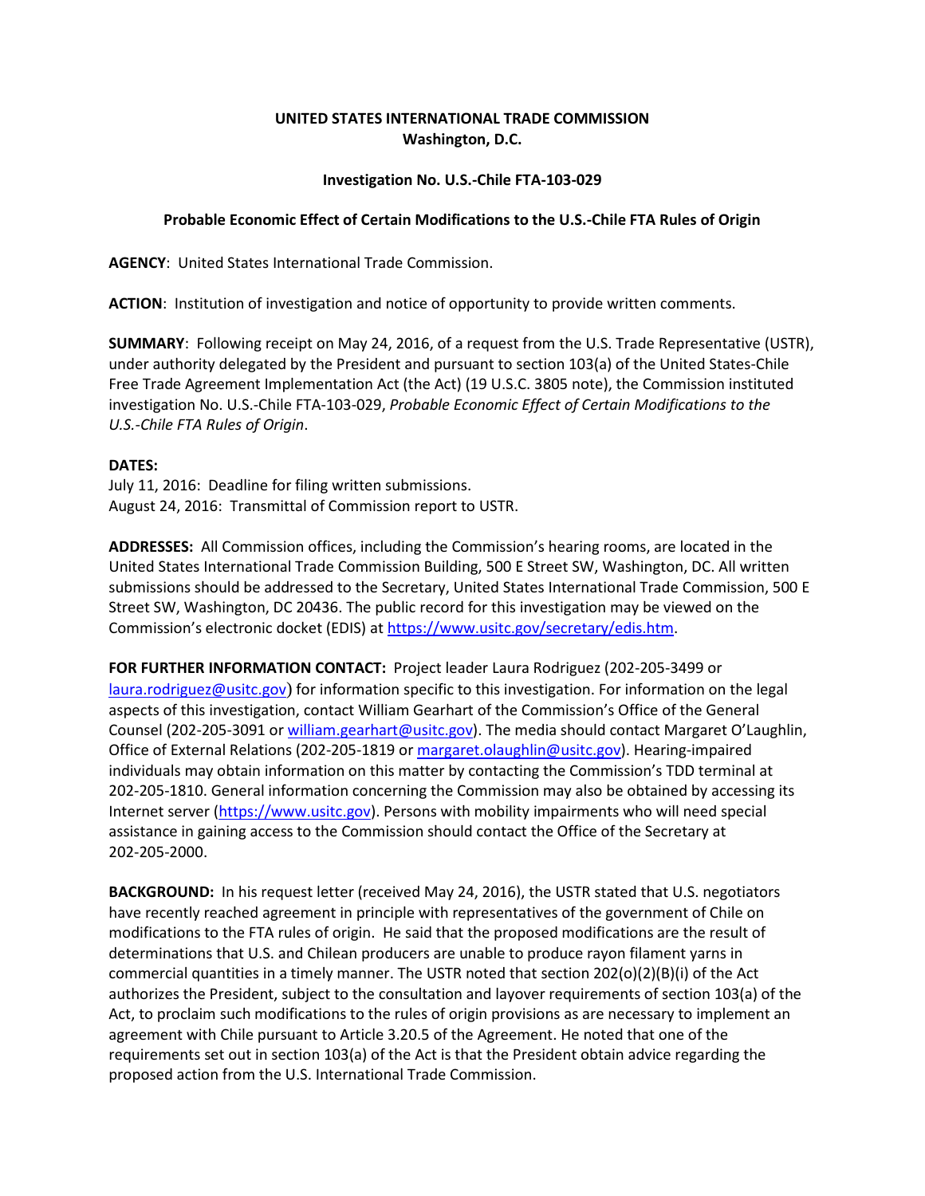**UNITED STATES INTERNATIONAL TRADE COMMISSION**
**Washington, D.C.**

**Investigation No. U.S.-Chile FTA-103-029**

**Probable Economic Effect of Certain Modifications to the U.S.-Chile FTA Rules of Origin**

**AGENCY**: United States International Trade Commission.

**ACTION**: Institution of investigation and notice of opportunity to provide written comments.

**SUMMARY**: Following receipt on May 24, 2016, of a request from the U.S. Trade Representative (USTR), under authority delegated by the President and pursuant to section 103(a) of the United States-Chile Free Trade Agreement Implementation Act (the Act) (19 U.S.C. 3805 note), the Commission instituted investigation No. U.S.-Chile FTA-103-029, *Probable Economic Effect of Certain Modifications to the U.S.-Chile FTA Rules of Origin*.

**DATES:**
July 11, 2016: Deadline for filing written submissions.
August 24, 2016: Transmittal of Commission report to USTR.

**ADDRESSES:** All Commission offices, including the Commission's hearing rooms, are located in the United States International Trade Commission Building, 500 E Street SW, Washington, DC. All written submissions should be addressed to the Secretary, United States International Trade Commission, 500 E Street SW, Washington, DC 20436. The public record for this investigation may be viewed on the Commission's electronic docket (EDIS) at https://www.usitc.gov/secretary/edis.htm.

**FOR FURTHER INFORMATION CONTACT:** Project leader Laura Rodriguez (202-205-3499 or laura.rodriguez@usitc.gov) for information specific to this investigation. For information on the legal aspects of this investigation, contact William Gearhart of the Commission's Office of the General Counsel (202-205-3091 or william.gearhart@usitc.gov). The media should contact Margaret O'Laughlin, Office of External Relations (202-205-1819 or margaret.olaughlin@usitc.gov). Hearing-impaired individuals may obtain information on this matter by contacting the Commission's TDD terminal at 202-205-1810. General information concerning the Commission may also be obtained by accessing its Internet server (https://www.usitc.gov). Persons with mobility impairments who will need special assistance in gaining access to the Commission should contact the Office of the Secretary at 202-205-2000.

**BACKGROUND:** In his request letter (received May 24, 2016), the USTR stated that U.S. negotiators have recently reached agreement in principle with representatives of the government of Chile on modifications to the FTA rules of origin. He said that the proposed modifications are the result of determinations that U.S. and Chilean producers are unable to produce rayon filament yarns in commercial quantities in a timely manner. The USTR noted that section 202(o)(2)(B)(i) of the Act authorizes the President, subject to the consultation and layover requirements of section 103(a) of the Act, to proclaim such modifications to the rules of origin provisions as are necessary to implement an agreement with Chile pursuant to Article 3.20.5 of the Agreement. He noted that one of the requirements set out in section 103(a) of the Act is that the President obtain advice regarding the proposed action from the U.S. International Trade Commission.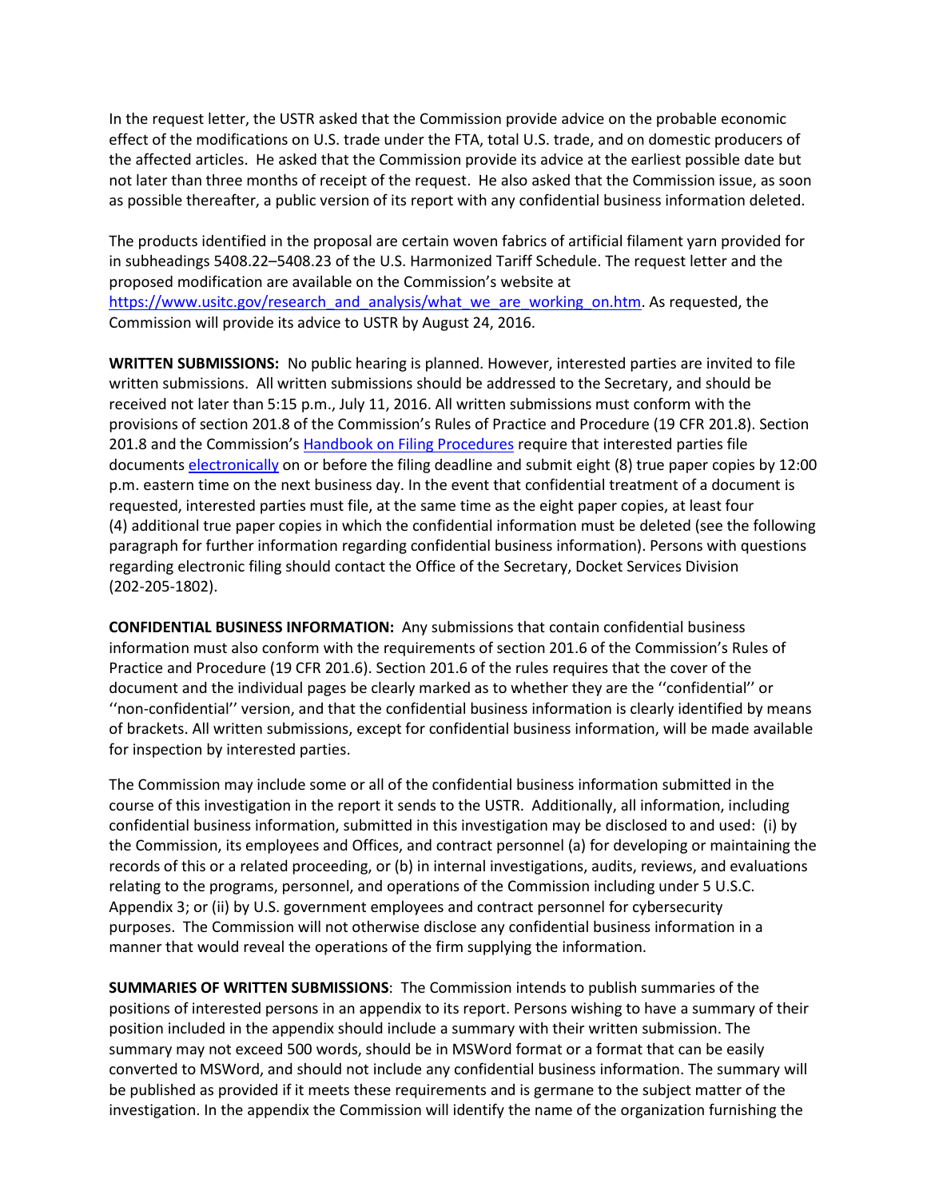In the request letter, the USTR asked that the Commission provide advice on the probable economic effect of the modifications on U.S. trade under the FTA, total U.S. trade, and on domestic producers of the affected articles. He asked that the Commission provide its advice at the earliest possible date but not later than three months of receipt of the request. He also asked that the Commission issue, as soon as possible thereafter, a public version of its report with any confidential business information deleted.

The products identified in the proposal are certain woven fabrics of artificial filament yarn provided for in subheadings 5408.22–5408.23 of the U.S. Harmonized Tariff Schedule. The request letter and the proposed modification are available on the Commission's website at https://www.usitc.gov/research_and_analysis/what_we_are_working_on.htm. As requested, the Commission will provide its advice to USTR by August 24, 2016.

**WRITTEN SUBMISSIONS:** No public hearing is planned. However, interested parties are invited to file written submissions. All written submissions should be addressed to the Secretary, and should be received not later than 5:15 p.m., July 11, 2016. All written submissions must conform with the provisions of section 201.8 of the Commission's Rules of Practice and Procedure (19 CFR 201.8). Section 201.8 and the Commission's Handbook on Filing Procedures require that interested parties file documents electronically on or before the filing deadline and submit eight (8) true paper copies by 12:00 p.m. eastern time on the next business day. In the event that confidential treatment of a document is requested, interested parties must file, at the same time as the eight paper copies, at least four (4) additional true paper copies in which the confidential information must be deleted (see the following paragraph for further information regarding confidential business information). Persons with questions regarding electronic filing should contact the Office of the Secretary, Docket Services Division (202-205-1802).

**CONFIDENTIAL BUSINESS INFORMATION:** Any submissions that contain confidential business information must also conform with the requirements of section 201.6 of the Commission's Rules of Practice and Procedure (19 CFR 201.6). Section 201.6 of the rules requires that the cover of the document and the individual pages be clearly marked as to whether they are the ''confidential'' or ''non-confidential'' version, and that the confidential business information is clearly identified by means of brackets. All written submissions, except for confidential business information, will be made available for inspection by interested parties.

The Commission may include some or all of the confidential business information submitted in the course of this investigation in the report it sends to the USTR. Additionally, all information, including confidential business information, submitted in this investigation may be disclosed to and used: (i) by the Commission, its employees and Offices, and contract personnel (a) for developing or maintaining the records of this or a related proceeding, or (b) in internal investigations, audits, reviews, and evaluations relating to the programs, personnel, and operations of the Commission including under 5 U.S.C. Appendix 3; or (ii) by U.S. government employees and contract personnel for cybersecurity purposes. The Commission will not otherwise disclose any confidential business information in a manner that would reveal the operations of the firm supplying the information.

**SUMMARIES OF WRITTEN SUBMISSIONS**: The Commission intends to publish summaries of the positions of interested persons in an appendix to its report. Persons wishing to have a summary of their position included in the appendix should include a summary with their written submission. The summary may not exceed 500 words, should be in MSWord format or a format that can be easily converted to MSWord, and should not include any confidential business information. The summary will be published as provided if it meets these requirements and is germane to the subject matter of the investigation. In the appendix the Commission will identify the name of the organization furnishing the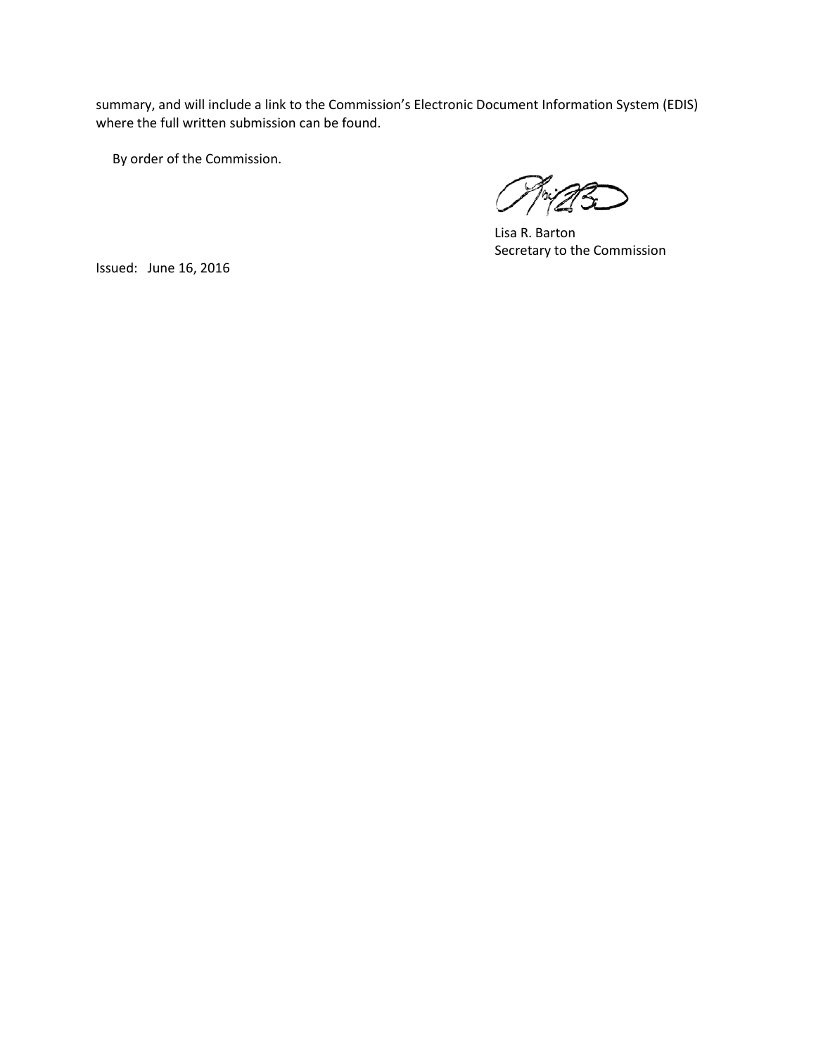summary, and will include a link to the Commission's Electronic Document Information System (EDIS) where the full written submission can be found.

By order of the Commission.

Lisa R. Barton
Secretary to the Commission

Issued: June 16, 2016